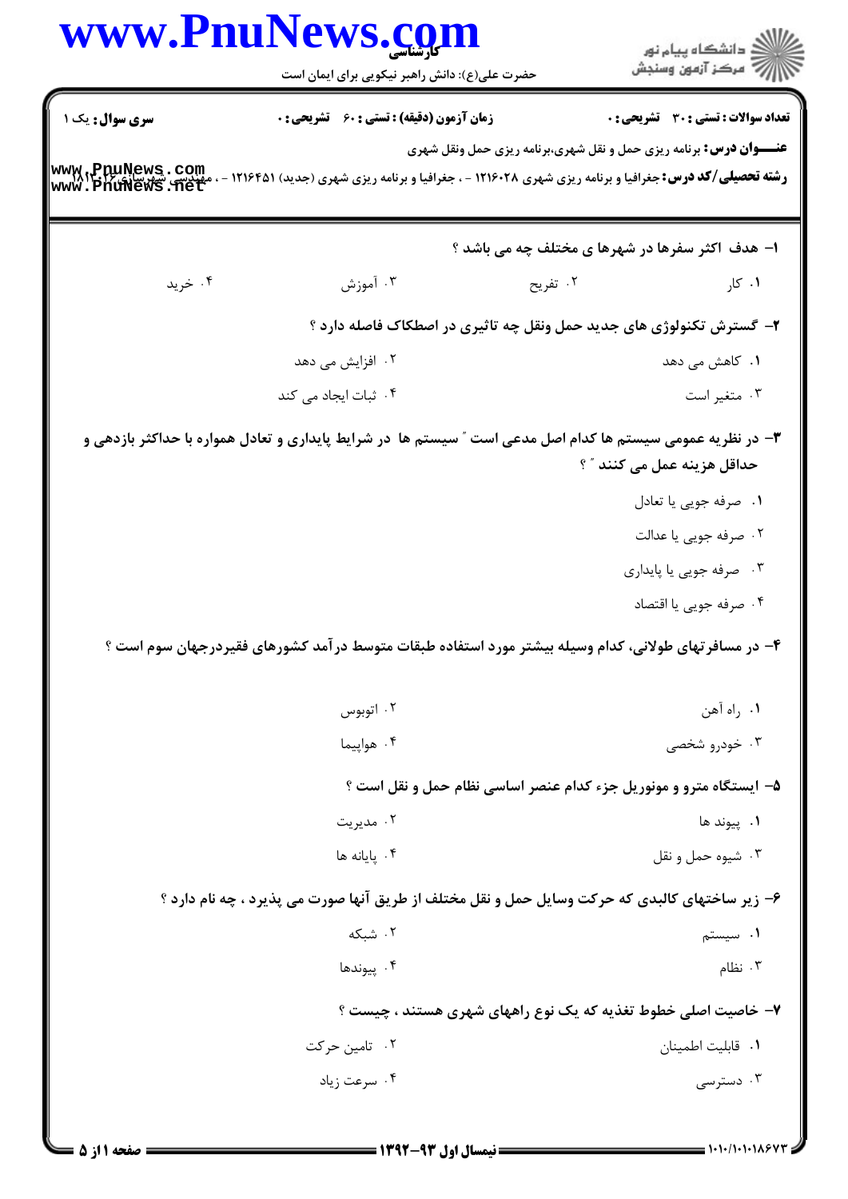**سری سوال:** یک ۱

**زمان آزمون (دقیقه) : تستی : ۶۰ تشریحی : ۰**

**تعداد سوالات : تستی : ۳۰ تشریحی : ۰**

**عنـــوان درس:** برنامه ریزی حمل و نقل شهری،برنامه ریزی حمل ونقل شهری

**رشته تحصیلی/کد درس:** جغرافیا و برنامه ریزی شهری ۱۲۱۶۰۲۸ - ، جغرافیا و برنامه ریزی شهری (جدید) ۱۲۱۶۴۵۱ - ، مهندسی شهرسازی ۱۸۱۲۰۱۲

۱- هدف اکثر سفرها در شهرها ی مختلف چه می باشد ؟

۱. کار
۲. تفریح
۳. آموزش
۴. خرید

۲- گسترش تکنولوژی های جدید حمل ونقل چه تاثیری در اصطکاک فاصله دارد ؟

۱. کاهش می دهد
۲. افزایش می دهد
۳. متغیر است
۴. ثبات ایجاد می کند

۳- در نظریه عمومی سیستم ها کدام اصل مدعی است " سیستم ها در شرایط پایداری و تعادل همواره با حداکثر بازدهی و حداقل هزینه عمل می کنند " ؟

۱. صرفه جویی یا تعادل
۲. صرفه جویی یا عدالت
۳. صرفه جویی یا پایداری
۴. صرفه جویی یا اقتصاد

۴- در مسافرتهای طولانی، کدام وسیله بیشتر مورد استفاده طبقات متوسط درآمد کشورهای فقیردرجهان سوم است ؟

۱. راه آهن
۲. اتوبوس
۳. خودرو شخصی
۴. هواپیما

۵- ایستگاه مترو و مونوریل جزء کدام عنصر اساسی نظام حمل و نقل است ؟

۱. پیوند ها
۲. مدیریت
۳. شیوه حمل و نقل
۴. پایانه ها

۶- زیر ساختهای کالبدی که حرکت وسایل حمل و نقل مختلف از طریق آنها صورت می پذیرد ، چه نام دارد ؟

۱. سیستم
۲. شبکه
۳. نظام
۴. پیوندها

۷- خاصیت اصلی خطوط تغذیه که یک نوع راههای شهری هستند ، چیست ؟

۱. قابلیت اطمینان
۲. تامین حرکت
۳. دسترسی
۴. سرعت زیاد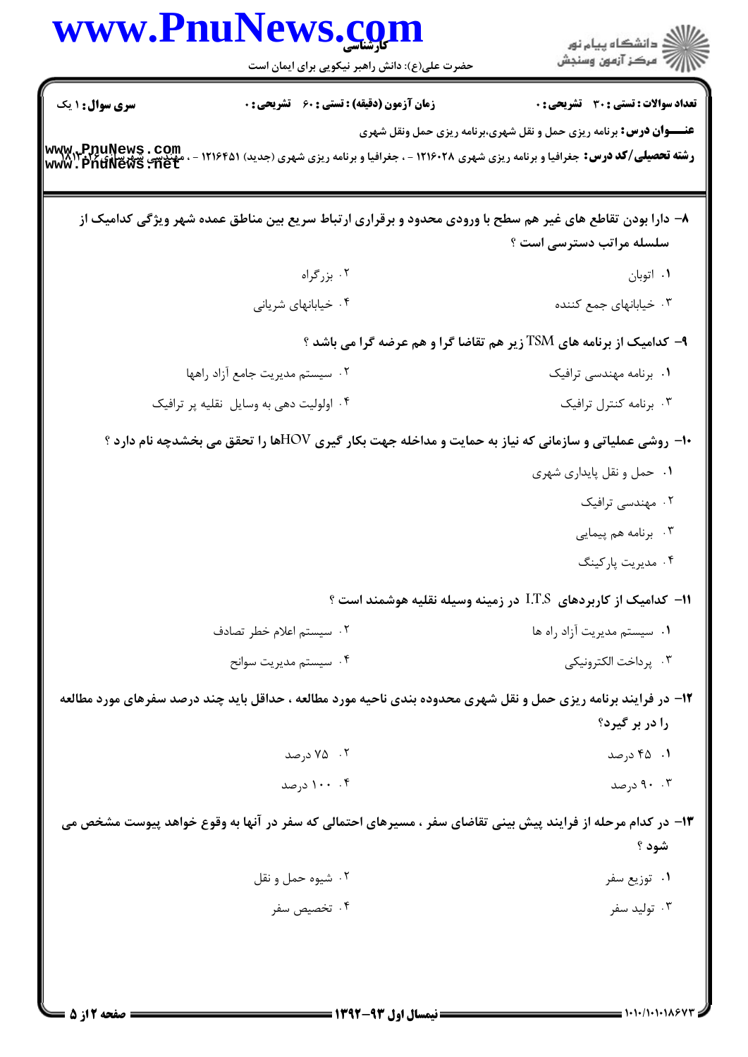**سری سوال:** ۱ یک
**زمان آزمون (دقیقه) : تستی :** ۶۰ **تشریحی :** ۰
**تعداد سوالات : تستی :** ۳۰ **تشریحی :** ۰

**عنـــوان درس:** برنامه ریزی حمل و نقل شهری،برنامه ریزی حمل ونقل شهری

**رشته تحصیلی/کد درس:** جغرافیا و برنامه ریزی شهری ۱۲۱۶۰۲۸ - ، جغرافیا و برنامه ریزی شهری (جدید) ۱۲۱۶۴۵۱ - ، مهندسی شهرسازی ۱۴۲۰۱۴

**۸- دارا بودن تقاطع های غیر هم سطح با ورودی محدود و برقراری ارتباط سریع بین مناطق عمده شهر ویژگی کدامیک از سلسله مراتب دسترسی است ؟**

۱. اتوبان
۲. بزرگراه
۳. خیابانهای جمع کننده
۴. خیابانهای شریانی

**۹- کدامیک از برنامه های TSM زیر هم تقاضا گرا و هم عرضه گرا می باشد ؟**

۱. برنامه مهندسی ترافیک
۲. سیستم مدیریت جامع آزاد راهها
۳. برنامه کنترل ترافیک
۴. اولویت دهی به وسایل نقلیه پر ترافیک

**۱۰- روشی عملیاتی و سازمانی که نیاز به حمایت و مداخله جهت بکار گیری HOVها را تحقق می بخشدچه نام دارد ؟**

۱. حمل و نقل پایداری شهری
۲. مهندسی ترافیک
۳. برنامه هم پیمایی
۴. مدیریت پارکینگ

**۱۱- کدامیک از کاربردهای I.T.S در زمینه وسیله نقلیه هوشمند است ؟**

۱. سیستم مدیریت آزاد راه ها
۲. سیستم اعلام خطر تصادف
۳. پرداخت الکترونیکی
۴. سیستم مدیریت سوانح

**۱۲- در فرایند برنامه ریزی حمل و نقل شهری محدوده بندی ناحیه مورد مطالعه ، حداقل باید چند درصد سفرهای مورد مطالعه را در بر گیرد؟**

۱. ۴۵ درصد
۲. ۷۵ درصد
۳. ۹۰ درصد
۴. ۱۰۰ درصد

**۱۳- در کدام مرحله از فرایند پیش بینی تقاضای سفر ، مسیرهای احتمالی که سفر در آنها به وقوع خواهد پیوست مشخص می شود ؟**

۱. توزیع سفر
۲. شیوه حمل و نقل
۳. تولید سفر
۴. تخصیص سفر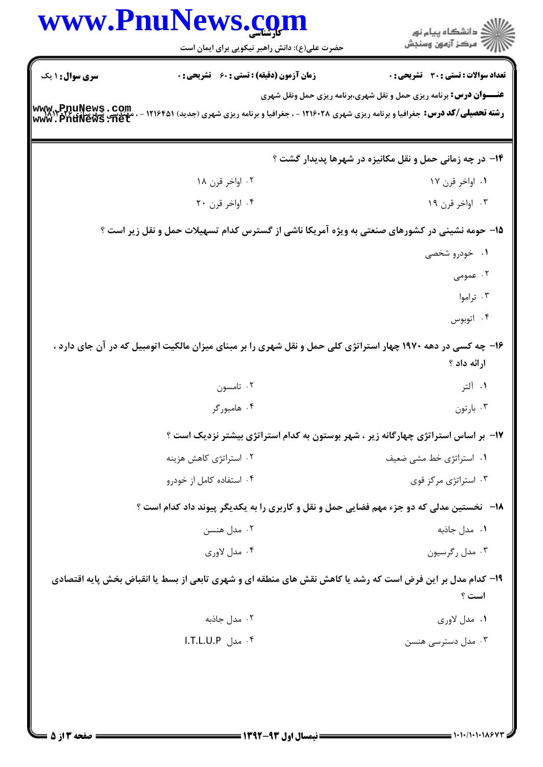**سری سوال:** ۱ یک

**زمان آزمون (دقیقه) : تستی : ۶۰ تشریحی : ۰**

**تعداد سوالات : تستی : ۳۰ تشریحی : ۰**

**عنـــوان درس:** برنامه ریزی حمل و نقل شهری،برنامه ریزی حمل ونقل شهری

**رشته تحصیلی/کد درس:** جغرافیا و برنامه ریزی شهری ۱۲۱۶۰۲۸ - ، جغرافیا و برنامه ریزی شهری (جدید) ۱۲۱۶۴۵۱ - ، مهندسی شهرسازی ۱۲۱۶۰۱۸

**۱۴- در چه زمانی حمل و نقل مکانیزه در شهرها پدیدار گشت ؟**

۱. اواخر قرن ۱۷

۲. اواخر قرن ۱۸

۳. اواخر قرن ۱۹

۴. اواخر قرن ۲۰

**۱۵- حومه نشینی در کشورهای صنعتی به ویژه آمریکا ناشی از گسترس کدام تسهیلات حمل و نقل زیر است ؟**

۱. خودرو شخصی

۲. عمومی

۳. تراموا

۴. اتوبوس

**۱۶- چه کسی در دهه ۱۹۷۰ چهار استراتژی کلی حمل و نقل شهری را بر مبنای میزان مالکیت اتومبیل که در آن جای دارد ، ارائه داد ؟**

۱. آلتر

۲. تامسون

۳. بارتون

۴. هامبورگر

**۱۷- بر اساس استراتژی چهارگانه زیر ، شهر بوستون به کدام استراتژی بیشتر نزدیک است ؟**

۱. استراتژی خط مشی ضعیف

۲. استراتژی کاهش هزینه

۳. استراتژی مرکز قوی

۴. استفاده کامل از خودرو

**۱۸- نخستین مدلی که دو جزء مهم فضایی حمل و نقل و کاربری را به یکدیگر پیوند داد کدام است ؟**

۱. مدل جاذبه

۲. مدل هنسن

۳. مدل رگرسیون

۴. مدل لاوری

**۱۹- کدام مدل بر این فرض است که رشد یا کاهش نقش های منطقه ای و شهری تابعی از بسط یا انقباض بخش پایه اقتصادی است ؟**

۱. مدل لاوری

۲. مدل جاذبه

۳. مدل دسترسی هنسن

۴. مدل I.T.L.U.P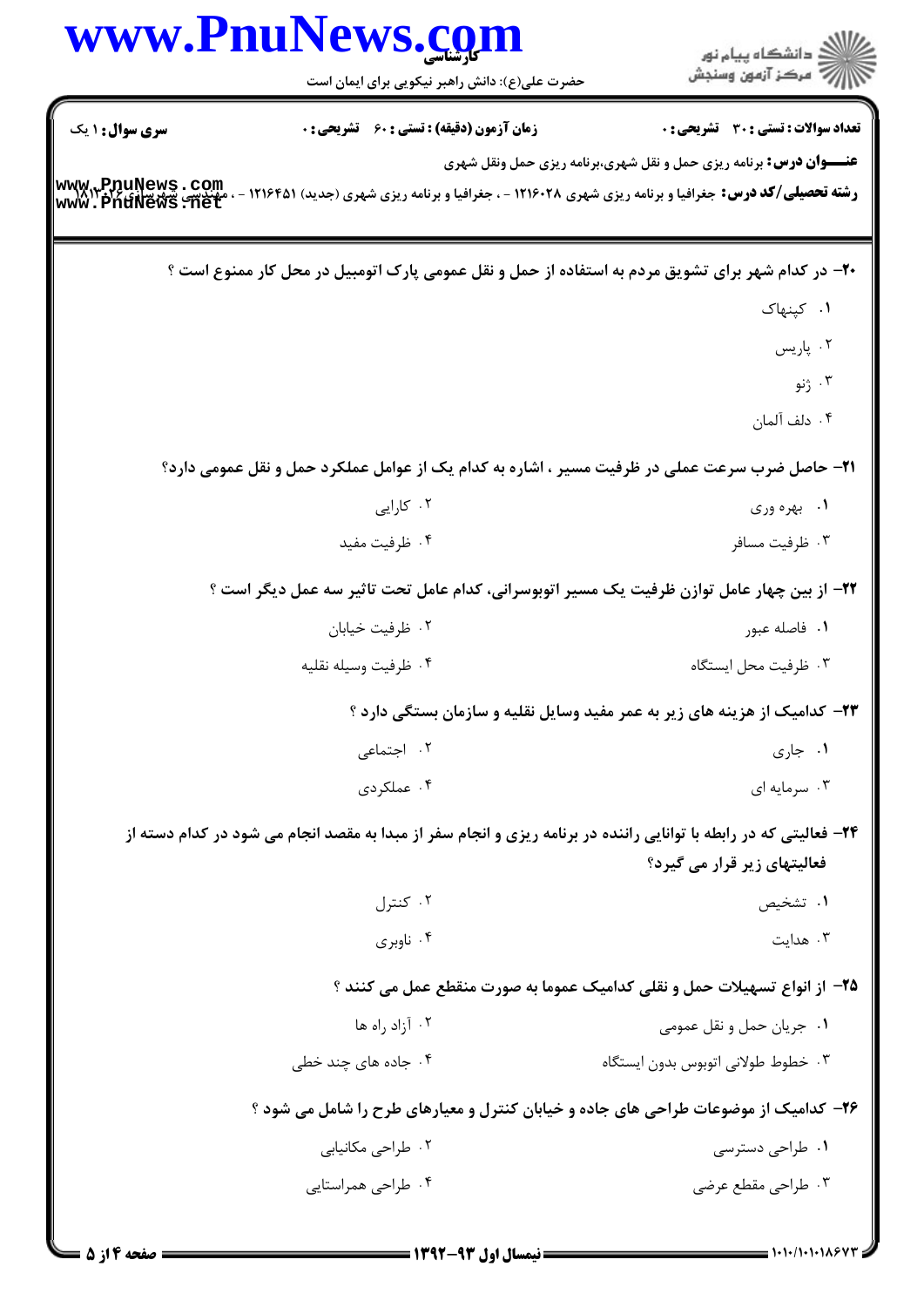**سری سوال:** ۱ یک

**زمان آزمون (دقیقه) : تستی : ۶۰ تشریحی : ۰**

**تعداد سوالات : تستی : ۳۰ تشریحی : ۰**

**عنـــوان درس:** برنامه ریزی حمل و نقل شهری،برنامه ریزی حمل ونقل شهری

**رشته تحصیلی/کد درس:** جغرافیا و برنامه ریزی شهری ۱۲۱۶۰۲۸ - ، جغرافیا و برنامه ریزی شهری (جدید) ۱۲۱۶۴۵۱ - ، مهندسی شهرسازی ۱۴۱۱۸۱۲

**۲۰-** در کدام شهر برای تشویق مردم به استفاده از حمل و نقل عمومی پارک اتومبیل در محل کار ممنوع است ؟

۱. کپنهاک

۲. پاریس

۳. ژنو

۴. دلف آلمان

**۲۱-** حاصل ضرب سرعت عملی در ظرفیت مسیر ، اشاره به کدام یک از عوامل عملکرد حمل و نقل عمومی دارد؟

۱. بهره وری

۲. کارایی

۳. ظرفیت مسافر

۴. ظرفیت مفید

**۲۲-** از بین چهار عامل توازن ظرفیت یک مسیر اتوبوسرانی، کدام عامل تحت تاثیر سه عمل دیگر است ؟

۱. فاصله عبور

۲. ظرفیت خیابان

۳. ظرفیت محل ایستگاه

۴. ظرفیت وسیله نقلیه

**۲۳-** کدامیک از هزینه های زیر به عمر مفید وسایل نقلیه و سازمان بستگی دارد ؟

۱. جاری

۲. اجتماعی

۳. سرمایه ای

۴. عملکردی

**۲۴-** فعالیتی که در رابطه با توانایی راننده در برنامه ریزی و انجام سفر از مبدا به مقصد انجام می شود در کدام دسته از فعالیتهای زیر قرار می گیرد؟

۱. تشخیص

۲. کنترل

۳. هدایت

۴. ناوبری

**۲۵-** از انواع تسهیلات حمل و نقلی کدامیک عموما به صورت منقطع عمل می کنند ؟

۱. جریان حمل و نقل عمومی

۲. آزاد راه ها

۳. خطوط طولانی اتوبوس بدون ایستگاه

۴. جاده های چند خطی

**۲۶-** کدامیک از موضوعات طراحی های جاده و خیابان کنترل و معیارهای طرح را شامل می شود ؟

۱. طراحی دسترسی

۲. طراحی مکانیابی

۳. طراحی مقطع عرضی

۴. طراحی همراستایی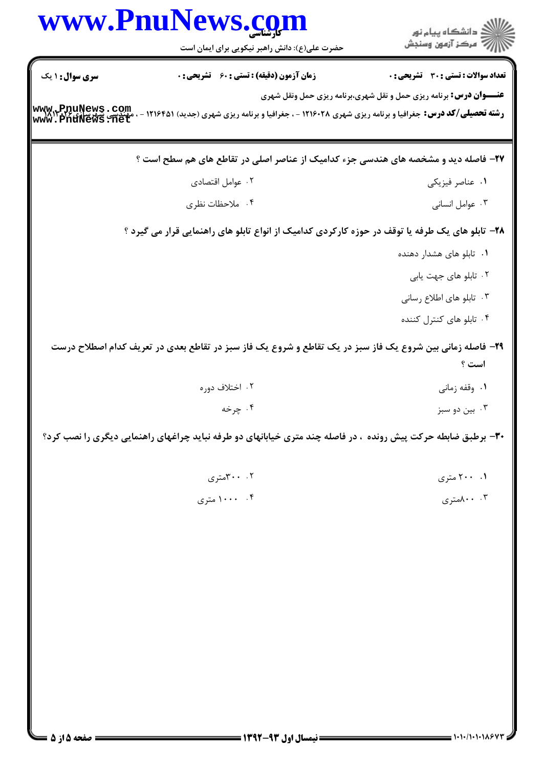۲۷- فاصله دید و مشخصه های هندسی جزء کدامیک از عناصر اصلی در تقاطع های هم سطح است ؟

۱. عناصر فیزیکی

۲. عوامل اقتصادی

۳. عوامل انسانی

۴. ملاحظات نظری

۲۸- تابلو های یک طرفه یا توقف در حوزه کارکردی کدامیک از انواع تابلو های راهنمایی قرار می گیرد ؟

۱. تابلو های هشدار دهنده

۲. تابلو های جهت یابی

۳. تابلو های اطلاع رسانی

۴. تابلو های کنترل کننده

۲۹- فاصله زمانی بین شروع یک فاز سبز در یک تقاطع و شروع یک فاز سبز در تقاطع بعدی در تعریف کدام اصطلاح درست است ؟

۱. وقفه زمانی

۲. اختلاف دوره

۳. بین دو سبز

۴. چرخه

۳۰- برطبق ضابطه حرکت پیش رونده ، در فاصله چند متری خیابانهای دو طرفه نباید چراغهای راهنمایی دیگری را نصب کرد؟

۱. ۲۰۰ متری

۲. ۳۰۰متری

۳. ۸۰۰متری

۴. ۱۰۰۰ متری